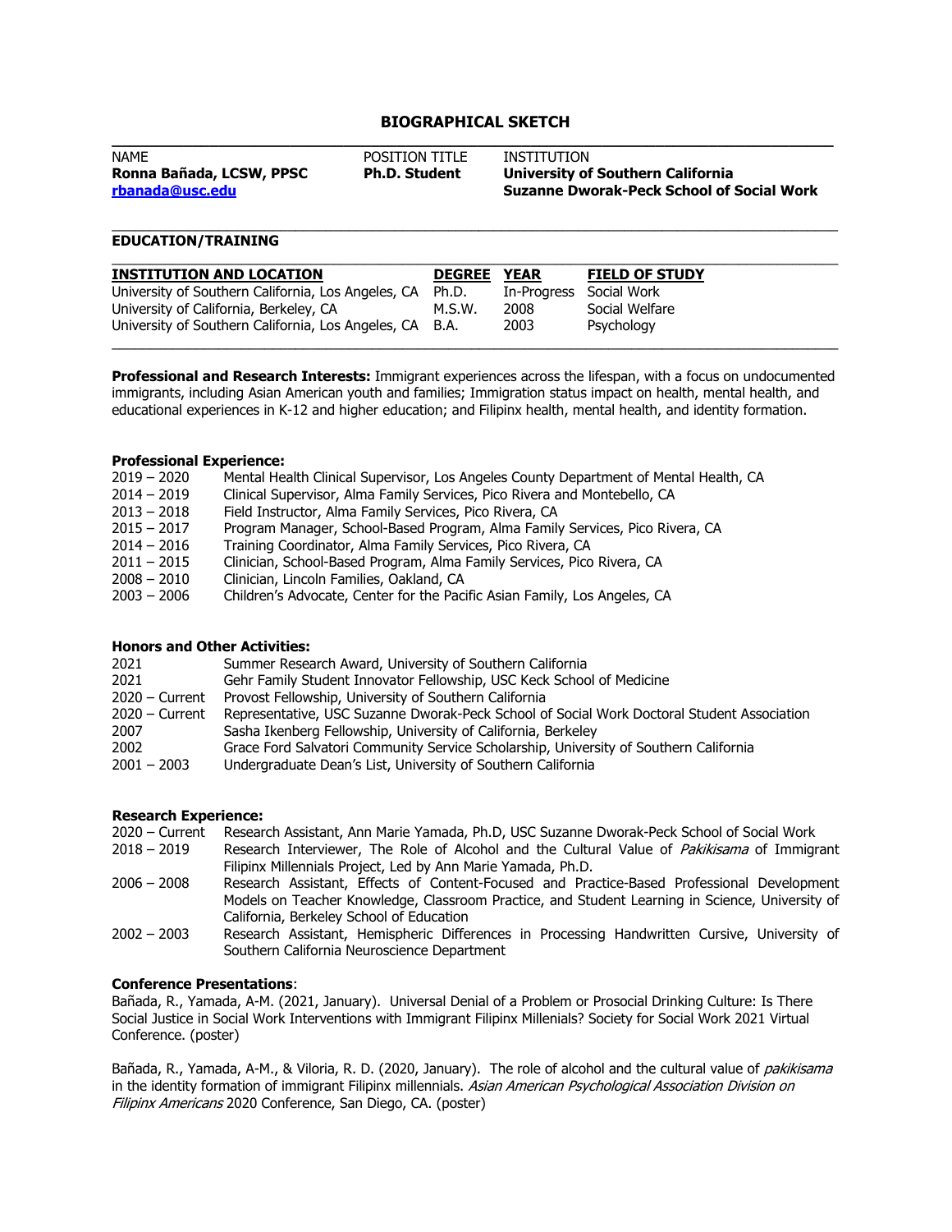# BIOGRAPHICAL SKETCH

| NAME | POSITION TITLE | INSTITUTION |
| --- | --- | --- |
| **Ronna Bañada, LCSW, PPSC** | **Ph.D. Student** | **University of Southern California** |
| **rbanada@usc.edu** | | **Suzanne Dworak-Peck School of Social Work** |

## EDUCATION/TRAINING

| INSTITUTION AND LOCATION | DEGREE | YEAR | FIELD OF STUDY |
| --- | --- | --- | --- |
| University of Southern California, Los Angeles, CA | Ph.D. | In-Progress | Social Work |
| University of California, Berkeley, CA | M.S.W. | 2008 | Social Welfare |
| University of Southern California, Los Angeles, CA | B.A. | 2003 | Psychology |

**Professional and Research Interests:** Immigrant experiences across the lifespan, with a focus on undocumented immigrants, including Asian American youth and families; Immigration status impact on health, mental health, and educational experiences in K-12 and higher education; and Filipinx health, mental health, and identity formation.

**Professional Experience:**

- 2019 – 2020 Mental Health Clinical Supervisor, Los Angeles County Department of Mental Health, CA
- 2014 – 2019 Clinical Supervisor, Alma Family Services, Pico Rivera and Montebello, CA
- 2013 – 2018 Field Instructor, Alma Family Services, Pico Rivera, CA
- 2015 – 2017 Program Manager, School-Based Program, Alma Family Services, Pico Rivera, CA
- 2014 – 2016 Training Coordinator, Alma Family Services, Pico Rivera, CA
- 2011 – 2015 Clinician, School-Based Program, Alma Family Services, Pico Rivera, CA
- 2008 – 2010 Clinician, Lincoln Families, Oakland, CA
- 2003 – 2006 Children's Advocate, Center for the Pacific Asian Family, Los Angeles, CA

**Honors and Other Activities:**

- 2021 Summer Research Award, University of Southern California
- 2021 Gehr Family Student Innovator Fellowship, USC Keck School of Medicine
- 2020 – Current Provost Fellowship, University of Southern California
- 2020 – Current Representative, USC Suzanne Dworak-Peck School of Social Work Doctoral Student Association
- 2007 Sasha Ikenberg Fellowship, University of California, Berkeley
- 2002 Grace Ford Salvatori Community Service Scholarship, University of Southern California
- 2001 – 2003 Undergraduate Dean's List, University of Southern California

**Research Experience:**

- 2020 – Current Research Assistant, Ann Marie Yamada, Ph.D, USC Suzanne Dworak-Peck School of Social Work
- 2018 – 2019 Research Interviewer, The Role of Alcohol and the Cultural Value of *Pakikisama* of Immigrant Filipinx Millennials Project, Led by Ann Marie Yamada, Ph.D.
- 2006 – 2008 Research Assistant, Effects of Content-Focused and Practice-Based Professional Development Models on Teacher Knowledge, Classroom Practice, and Student Learning in Science, University of California, Berkeley School of Education
- 2002 – 2003 Research Assistant, Hemispheric Differences in Processing Handwritten Cursive, University of Southern California Neuroscience Department

**Conference Presentations**:

Bañada, R., Yamada, A-M. (2021, January). Universal Denial of a Problem or Prosocial Drinking Culture: Is There Social Justice in Social Work Interventions with Immigrant Filipinx Millenials? Society for Social Work 2021 Virtual Conference. (poster)

Bañada, R., Yamada, A-M., & Viloria, R. D. (2020, January). The role of alcohol and the cultural value of *pakikisama* in the identity formation of immigrant Filipinx millennials. *Asian American Psychological Association Division on Filipinx Americans* 2020 Conference, San Diego, CA. (poster)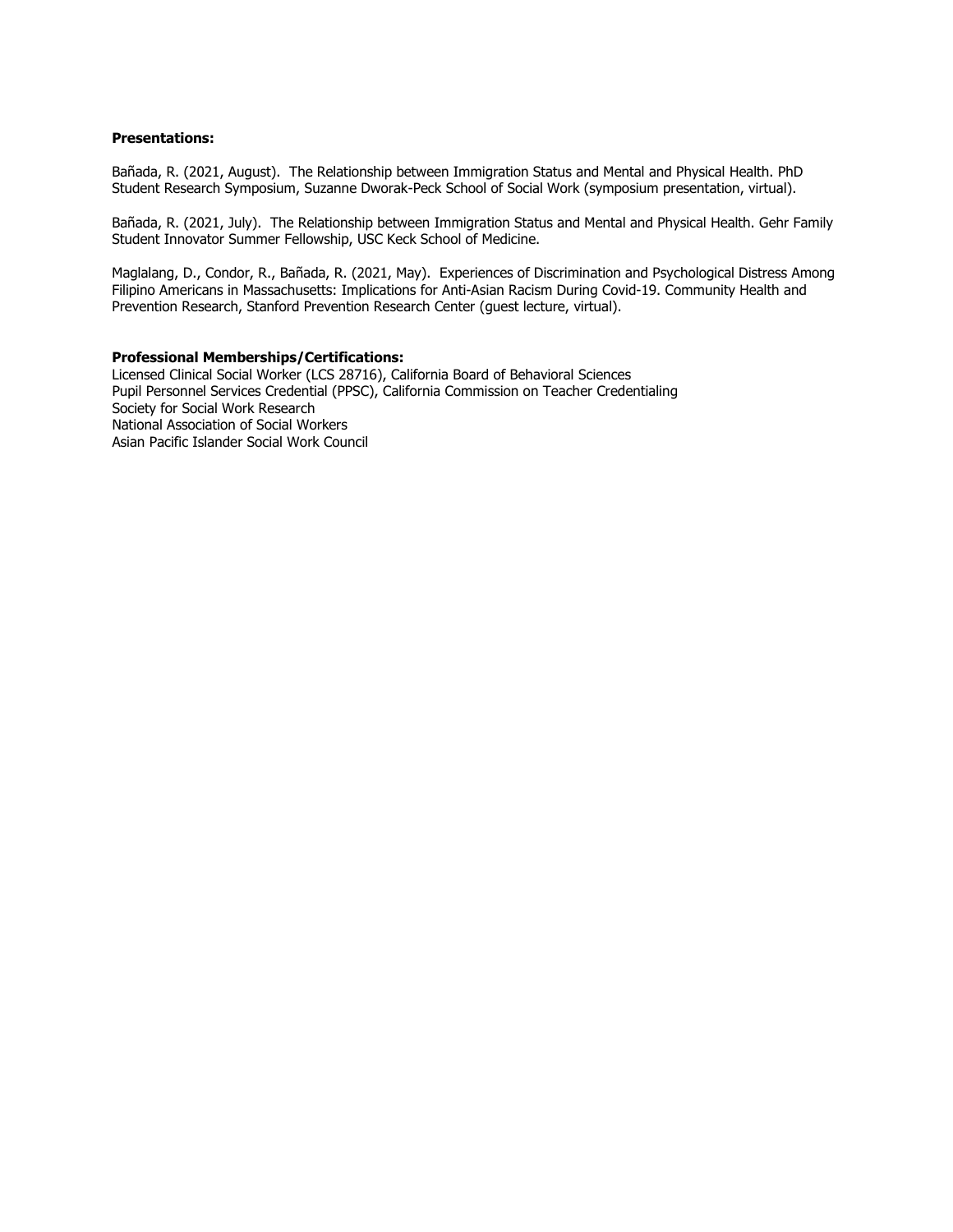**Presentations:**

Bañada, R. (2021, August). The Relationship between Immigration Status and Mental and Physical Health. PhD Student Research Symposium, Suzanne Dworak-Peck School of Social Work (symposium presentation, virtual).

Bañada, R. (2021, July). The Relationship between Immigration Status and Mental and Physical Health. Gehr Family Student Innovator Summer Fellowship, USC Keck School of Medicine.

Maglalang, D., Condor, R., Bañada, R. (2021, May). Experiences of Discrimination and Psychological Distress Among Filipino Americans in Massachusetts: Implications for Anti-Asian Racism During Covid-19. Community Health and Prevention Research, Stanford Prevention Research Center (guest lecture, virtual).

**Professional Memberships/Certifications:**

Licensed Clinical Social Worker (LCS 28716), California Board of Behavioral Sciences
Pupil Personnel Services Credential (PPSC), California Commission on Teacher Credentialing
Society for Social Work Research
National Association of Social Workers
Asian Pacific Islander Social Work Council